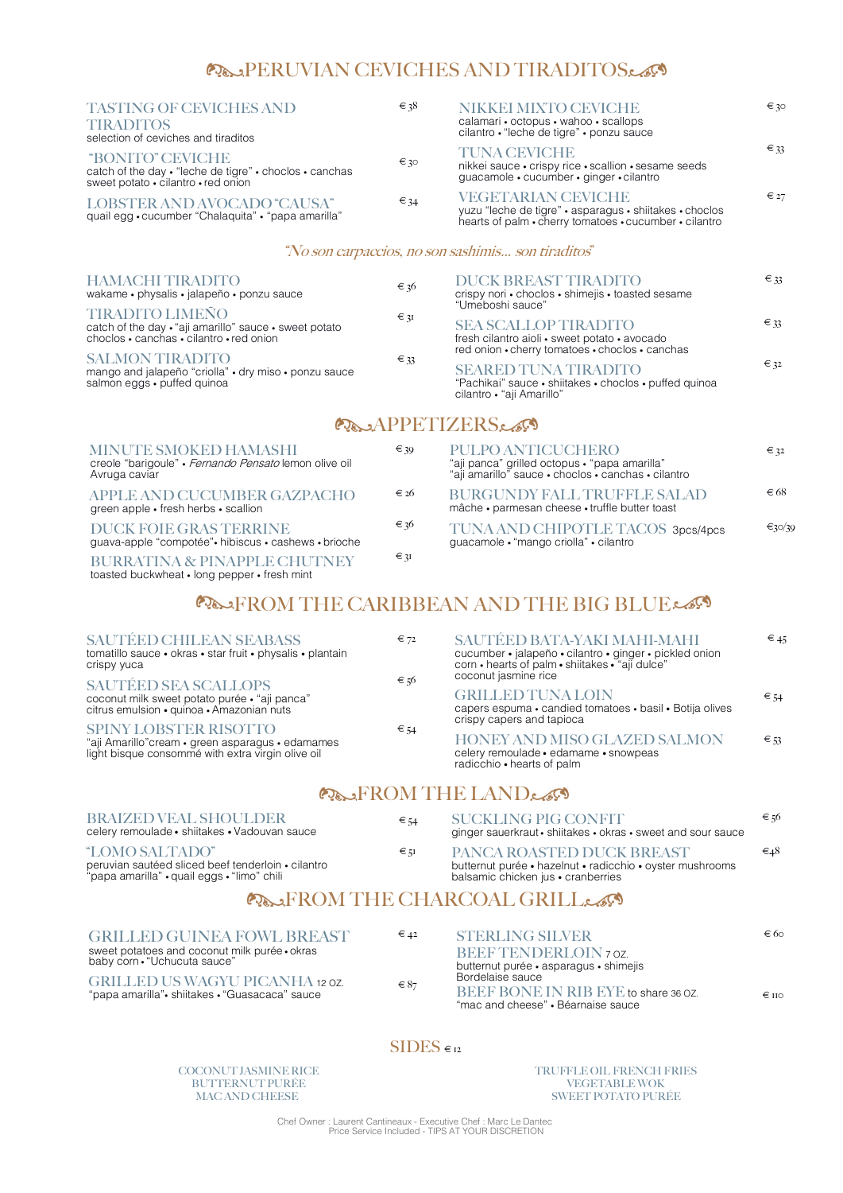## PERUVIAN CEVICHES AND TIRADITOS

**TASTING OF CEVICHES AND TIRADITOS** — € 38
selection of ceviches and tiraditos

**"BONITO" CEVICHE** — € 30
catch of the day • "leche de tigre" • choclos • canchas
sweet potato • cilantro • red onion

**LOBSTER AND AVOCADO "CAUSA"** — € 34
quail egg • cucumber "Chalaquita" • "papa amarilla"

**NIKKEI MIXTO CEVICHE** — € 30
calamari • octopus • wahoo • scallops
cilantro • "leche de tigre" • ponzu sauce

**TUNA CEVICHE** — € 33
nikkei sauce • crispy rice • scallion • sesame seeds
guacamole • cucumber • ginger • cilantro

**VEGETARIAN CEVICHE** — € 27
yuzu "leche de tigre" • asparagus • shiitakes • choclos
hearts of palm • cherry tomatoes • cucumber • cilantro

*"No son carpaccios, no son sashimis... son tiraditos"*

**HAMACHI TIRADITO** — € 36
wakame • physalis • jalapeño • ponzu sauce

**TIRADITO LIMEÑO** — € 31
catch of the day • "aji amarillo" sauce • sweet potato
choclos • canchas • cilantro • red onion

**SALMON TIRADITO** — € 33
mango and jalapeño "criolla" • dry miso • ponzu sauce
salmon eggs • puffed quinoa

**DUCK BREAST TIRADITO** — € 33
crispy nori • choclos • shimejis • toasted sesame
"Umeboshi sauce"

**SEA SCALLOP TIRADITO** — € 33
fresh cilantro aioli • sweet potato • avocado
red onion • cherry tomatoes • choclos • canchas

**SEARED TUNA TIRADITO** — € 32
"Pachikai" sauce • shiitakes • choclos • puffed quinoa
cilantro • "aji Amarillo"

## APPETIZERS

**MINUTE SMOKED HAMASHI** — € 39
creole "barigoule" • *Fernando Pensato* lemon olive oil
Avruga caviar

**APPLE AND CUCUMBER GAZPACHO** — € 26
green apple • fresh herbs • scallion

**DUCK FOIE GRAS TERRINE** — € 36
guava-apple "compotée" • hibiscus • cashews • brioche

**BURRATINA & PINAPPLE CHUTNEY** — € 31
toasted buckwheat • long pepper • fresh mint

**PULPO ANTICUCHERO** — € 32
"aji panca" grilled octopus • "papa amarilla"
"aji amarillo" sauce • choclos • canchas • cilantro

**BURGUNDY FALL TRUFFLE SALAD** — € 68
mâche • parmesan cheese • truffle butter toast

**TUNA AND CHIPOTLE TACOS** 3pcs/4pcs — €30/39
guacamole • "mango criolla" • cilantro

## FROM THE CARIBBEAN AND THE BIG BLUE

**SAUTÉED CHILEAN SEABASS** — € 72
tomatillo sauce • okras • star fruit • physalis • plantain
crispy yuca

**SAUTÉED SEA SCALLOPS** — € 56
coconut milk sweet potato purée • "aji panca"
citrus emulsion • quinoa • Amazonian nuts

**SPINY LOBSTER RISOTTO** — € 54
"aji Amarillo"cream • green asparagus • edamames
light bisque consommé with extra virgin olive oil

**SAUTÉED BATA-YAKI MAHI-MAHI** — € 45
cucumber • jalapeño • cilantro • ginger • pickled onion
corn • hearts of palm • shiitakes • "aji dulce"
coconut jasmine rice

**GRILLED TUNA LOIN** — € 54
capers espuma • candied tomatoes • basil • Botija olives
crispy capers and tapioca

**HONEY AND MISO GLAZED SALMON** — € 53
celery remoulade • edamame • snowpeas
radicchio • hearts of palm

## FROM THE LAND

**BRAIZED VEAL SHOULDER** — € 54
celery remoulade • shiitakes • Vadouvan sauce

**"LOMO SALTADO"** — € 51
peruvian sautéed sliced beef tenderloin • cilantro
"papa amarilla" • quail eggs • "limo" chili

**SUCKLING PIG CONFIT** — € 56
ginger sauerkraut • shiitakes • okras • sweet and sour sauce

**PANCA ROASTED DUCK BREAST** — €48
butternut purée • hazelnut • radicchio • oyster mushrooms
balsamic chicken jus • cranberries

## FROM THE CHARCOAL GRILL

**GRILLED GUINEA FOWL BREAST** — € 42
sweet potatoes and coconut milk purée • okras
baby corn • "Uchucuta sauce"

**GRILLED US WAGYU PICANHA** 12 OZ. — € 87
"papa amarilla"• shiitakes • "Guasacaca" sauce

**STERLING SILVER BEEF TENDERLOIN** 7 OZ. — € 60
butternut purée • asparagus • shimejis
Bordelaise sauce

**BEEF BONE IN RIB EYE** to share 36 OZ. — € 110
"mac and cheese" • Béarnaise sauce

## SIDES € 12

COCONUT JASMINE RICE
BUTTERNUT PURÉE
MAC AND CHEESE
TRUFFLE OIL FRENCH FRIES
VEGETABLE WOK
SWEET POTATO PURÉE

Chef Owner : Laurent Cantineaux - Executive Chef : Marc Le Dantec
Price Service Included - TIPS AT YOUR DISCRETION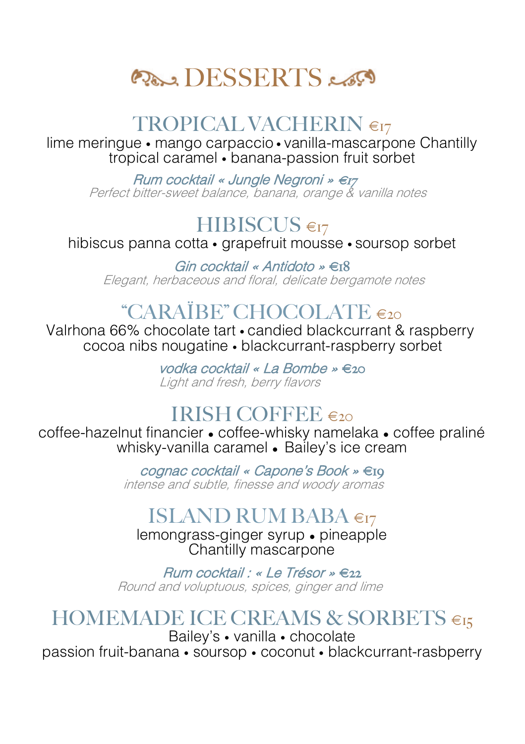# DESSERTS

## TROPICAL VACHERIN €17

lime meringue • mango carpaccio • vanilla-mascarpone Chantilly
tropical caramel • banana-passion fruit sorbet

*Rum cocktail « Jungle Negroni » €17*
*Perfect bitter-sweet balance, banana, orange & vanilla notes*

## HIBISCUS €17

hibiscus panna cotta • grapefruit mousse • soursop sorbet

*Gin cocktail « Antidoto » €18*
*Elegant, herbaceous and floral, delicate bergamote notes*

## "CARAÏBE" CHOCOLATE €20

Valrhona 66% chocolate tart • candied blackcurrant & raspberry
cocoa nibs nougatine • blackcurrant-raspberry sorbet

*vodka cocktail « La Bombe » €20*
*Light and fresh, berry flavors*

## IRISH COFFEE €20

coffee-hazelnut financier • coffee-whisky namelaka • coffee praliné
whisky-vanilla caramel • Bailey's ice cream

*cognac cocktail « Capone's Book » €19*
*intense and subtle, finesse and woody aromas*

## ISLAND RUM BABA €17

lemongrass-ginger syrup • pineapple
Chantilly mascarpone

*Rum cocktail : « Le Trésor » €22*
*Round and voluptuous, spices, ginger and lime*

## HOMEMADE ICE CREAMS & SORBETS €15

Bailey's • vanilla • chocolate
passion fruit-banana • soursop • coconut • blackcurrant-rasbperry